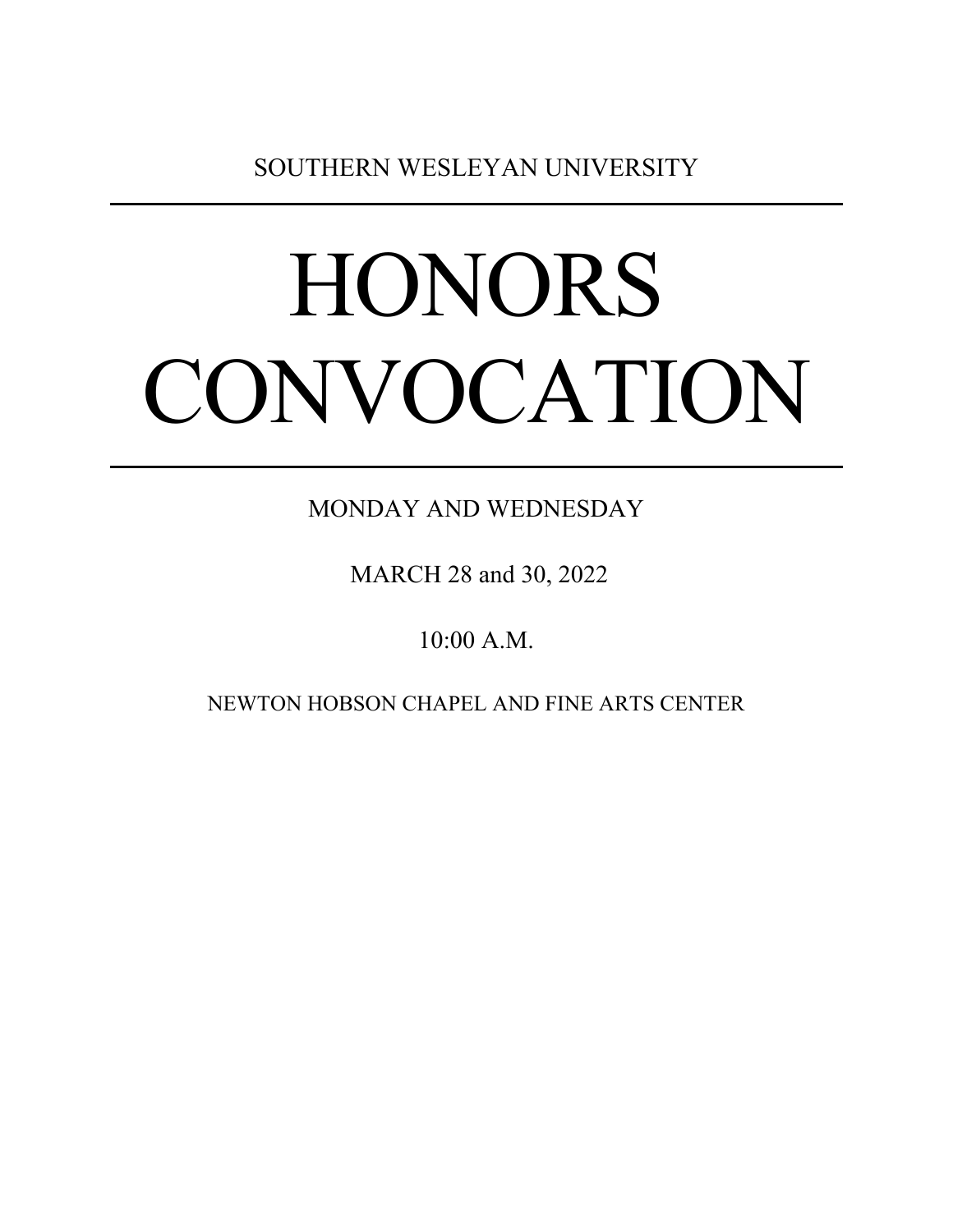SOUTHERN WESLEYAN UNIVERSITY

---

# HONORS CONVOCATION

---

MONDAY AND WEDNESDAY

MARCH 28 and 30, 2022

10:00 A.M.

NEWTON HOBSON CHAPEL AND FINE ARTS CENTER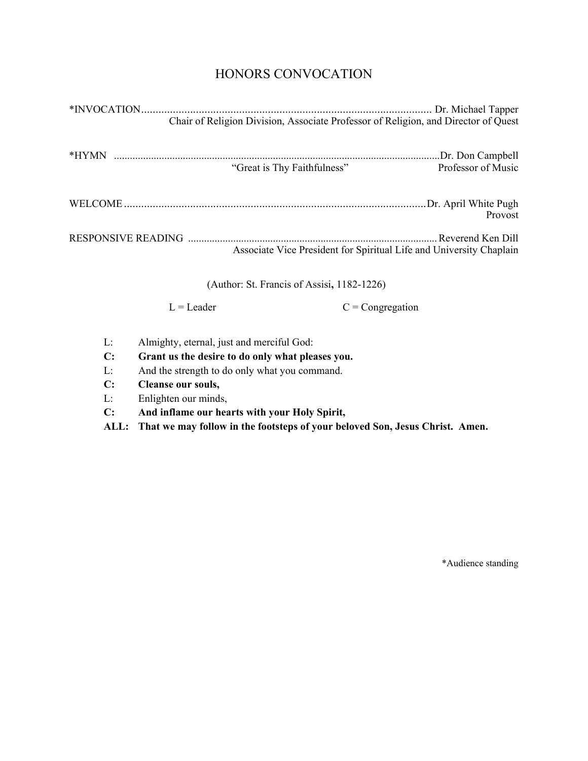# HONORS CONVOCATION

*INVOCATION ..................................................................................................... Dr. Michael Tapper
Chair of Religion Division, Associate Professor of Religion, and Director of Quest

*HYMN ......................................................................................................................... Dr. Don Campbell
"Great is Thy Faithfulness" — Professor of Music

WELCOME ......................................................................................................... Dr. April White Pugh
Provost

RESPONSIVE READING ............................................................................................ Reverend Ken Dill
Associate Vice President for Spiritual Life and University Chaplain

(Author: St. Francis of Assisi**,** 1182-1226)

L = Leader    C = Congregation

L: Almighty, eternal, just and merciful God:

**C: Grant us the desire to do only what pleases you.**

L: And the strength to do only what you command.

**C: Cleanse our souls,**

L: Enlighten our minds,

**C: And inflame our hearts with your Holy Spirit,**

**ALL: That we may follow in the footsteps of your beloved Son, Jesus Christ. Amen.**

*Audience standing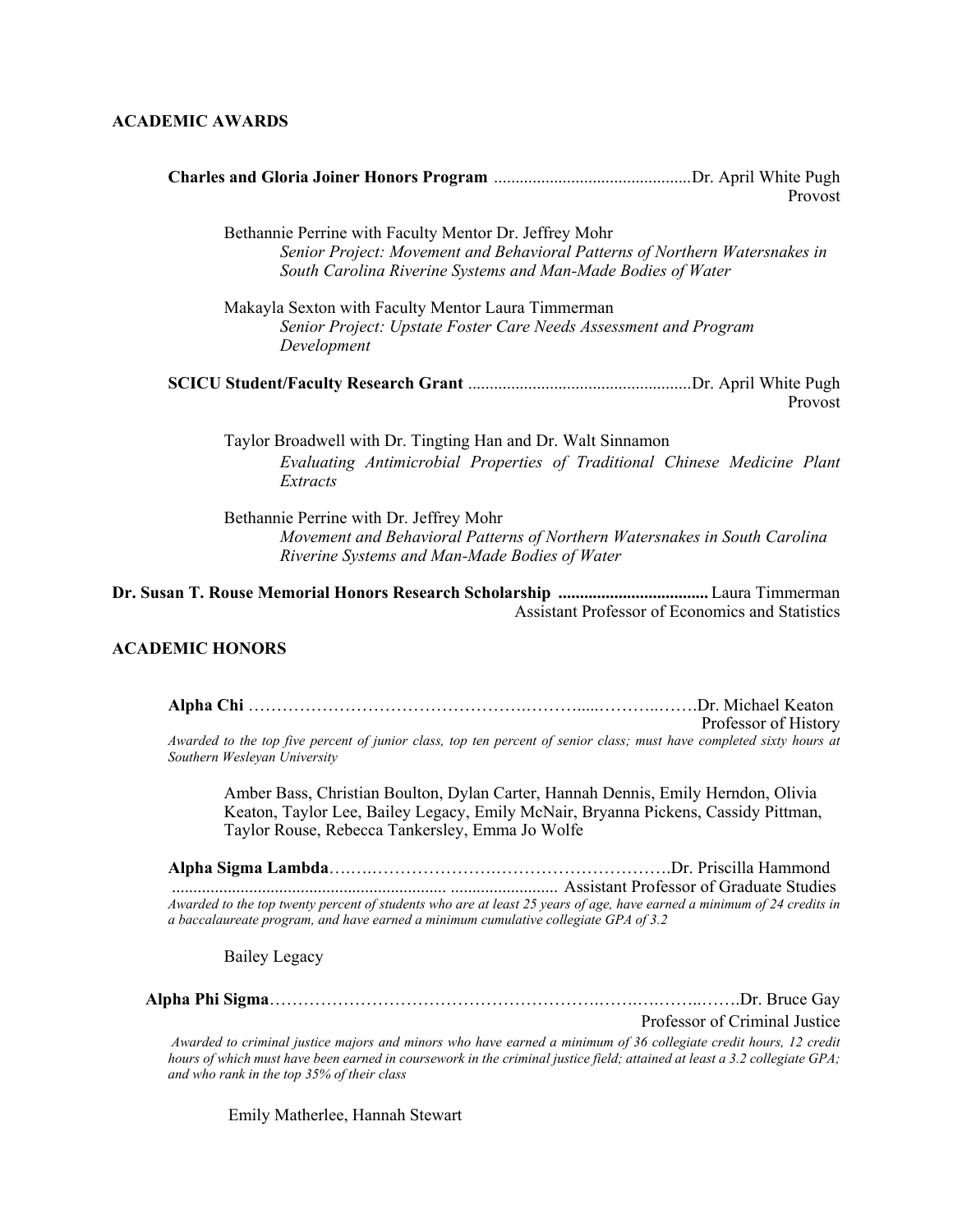## ACADEMIC AWARDS

**Charles and Gloria Joiner Honors Program** ............................................Dr. April White Pugh
Provost

Bethannie Perrine with Faculty Mentor Dr. Jeffrey Mohr
*Senior Project: Movement and Behavioral Patterns of Northern Watersnakes in South Carolina Riverine Systems and Man-Made Bodies of Water*

Makayla Sexton with Faculty Mentor Laura Timmerman
*Senior Project: Upstate Foster Care Needs Assessment and Program Development*

**SCICU Student/Faculty Research Grant** ...................................................Dr. April White Pugh
Provost

Taylor Broadwell with Dr. Tingting Han and Dr. Walt Sinnamon
*Evaluating Antimicrobial Properties of Traditional Chinese Medicine Plant Extracts*

Bethannie Perrine with Dr. Jeffrey Mohr
*Movement and Behavioral Patterns of Northern Watersnakes in South Carolina Riverine Systems and Man-Made Bodies of Water*

**Dr. Susan T. Rouse Memorial Honors Research Scholarship** .................................. Laura Timmerman
Assistant Professor of Economics and Statistics

## ACADEMIC HONORS

**Alpha Chi** ……………………………………….………....………..…….Dr. Michael Keaton
Professor of History

*Awarded to the top five percent of junior class, top ten percent of senior class; must have completed sixty hours at Southern Wesleyan University*

Amber Bass, Christian Boulton, Dylan Carter, Hannah Dennis, Emily Herndon, Olivia Keaton, Taylor Lee, Bailey Legacy, Emily McNair, Bryanna Pickens, Cassidy Pittman, Taylor Rouse, Rebecca Tankersley, Emma Jo Wolfe

**Alpha Sigma Lambda**…….………………….………………………….Dr. Priscilla Hammond
............................................................. ........................ Assistant Professor of Graduate Studies

*Awarded to the top twenty percent of students who are at least 25 years of age, have earned a minimum of 24 credits in a baccalaureate program, and have earned a minimum cumulative collegiate GPA of 3.2*

Bailey Legacy

**Alpha Phi Sigma**……………………………………………….…….….……..…….Dr. Bruce Gay
Professor of Criminal Justice

*Awarded to criminal justice majors and minors who have earned a minimum of 36 collegiate credit hours, 12 credit hours of which must have been earned in coursework in the criminal justice field; attained at least a 3.2 collegiate GPA; and who rank in the top 35% of their class*

Emily Matherlee, Hannah Stewart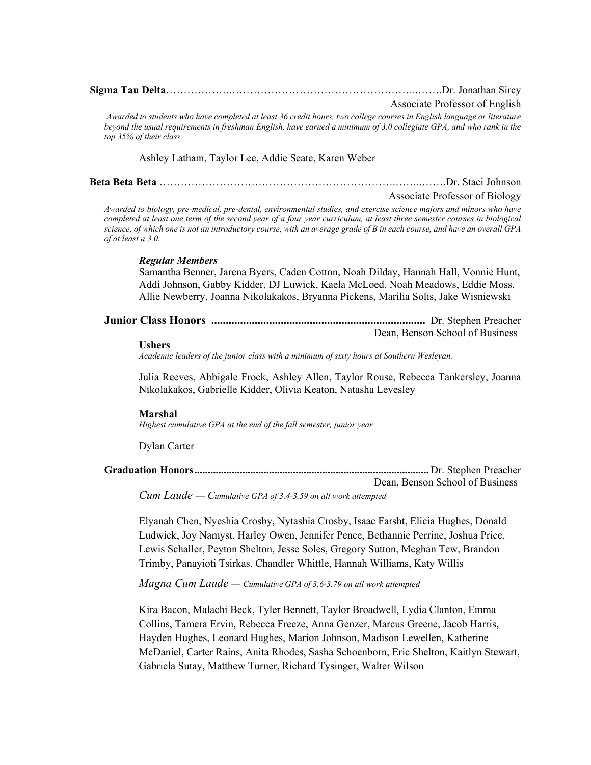**Sigma Tau Delta**……………….…………………………………………..…….Dr. Jonathan Sircy
Associate Professor of English

*Awarded to students who have completed at least 36 credit hours, two college courses in English language or literature beyond the usual requirements in freshman English, have earned a minimum of 3.0 collegiate GPA, and who rank in the top 35% of their class*

Ashley Latham, Taylor Lee, Addie Seate, Karen Weber

**Beta Beta Beta** ……………………………………………………….……..…….Dr. Staci Johnson
Associate Professor of Biology

*Awarded to biology, pre-medical, pre-dental, environmental studies, and exercise science majors and minors who have completed at least one term of the second year of a four year curriculum, at least three semester courses in biological science, of which one is not an introductory course, with an average grade of B in each course, and have an overall GPA of at least a 3.0.*

***Regular Members***

Samantha Benner, Jarena Byers, Caden Cotton, Noah Dilday, Hannah Hall, Vonnie Hunt, Addi Johnson, Gabby Kidder, DJ Luwick, Kaela McLoed, Noah Meadows, Eddie Moss, Allie Newberry, Joanna Nikolakakos, Bryanna Pickens, Marilia Solis, Jake Wisniewski

**Junior Class Honors .........................................................................** Dr. Stephen Preacher
Dean, Benson School of Business

**Ushers**

*Academic leaders of the junior class with a minimum of sixty hours at Southern Wesleyan.*

Julia Reeves, Abbigale Frock, Ashley Allen, Taylor Rouse, Rebecca Tankersley, Joanna Nikolakakos, Gabrielle Kidder, Olivia Keaton, Natasha Levesley

**Marshal**

*Highest cumulative GPA at the end of the fall semester, junior year*

Dylan Carter

**Graduation Honors.......................................................................................** Dr. Stephen Preacher
Dean, Benson School of Business

*Cum Laude — Cumulative GPA of 3.4-3.59 on all work attempted*

Elyanah Chen, Nyeshia Crosby, Nytashia Crosby, Isaac Farsht, Elicia Hughes, Donald Ludwick, Joy Namyst, Harley Owen, Jennifer Pence, Bethannie Perrine, Joshua Price, Lewis Schaller, Peyton Shelton, Jesse Soles, Gregory Sutton, Meghan Tew, Brandon Trimby, Panayioti Tsirkas, Chandler Whittle, Hannah Williams, Katy Willis

*Magna Cum Laude — Cumulative GPA of 3.6-3.79 on all work attempted*

Kira Bacon, Malachi Beck, Tyler Bennett, Taylor Broadwell, Lydia Clanton, Emma Collins, Tamera Ervin, Rebecca Freeze, Anna Genzer, Marcus Greene, Jacob Harris, Hayden Hughes, Leonard Hughes, Marion Johnson, Madison Lewellen, Katherine McDaniel, Carter Rains, Anita Rhodes, Sasha Schoenborn, Eric Shelton, Kaitlyn Stewart, Gabriela Sutay, Matthew Turner, Richard Tysinger, Walter Wilson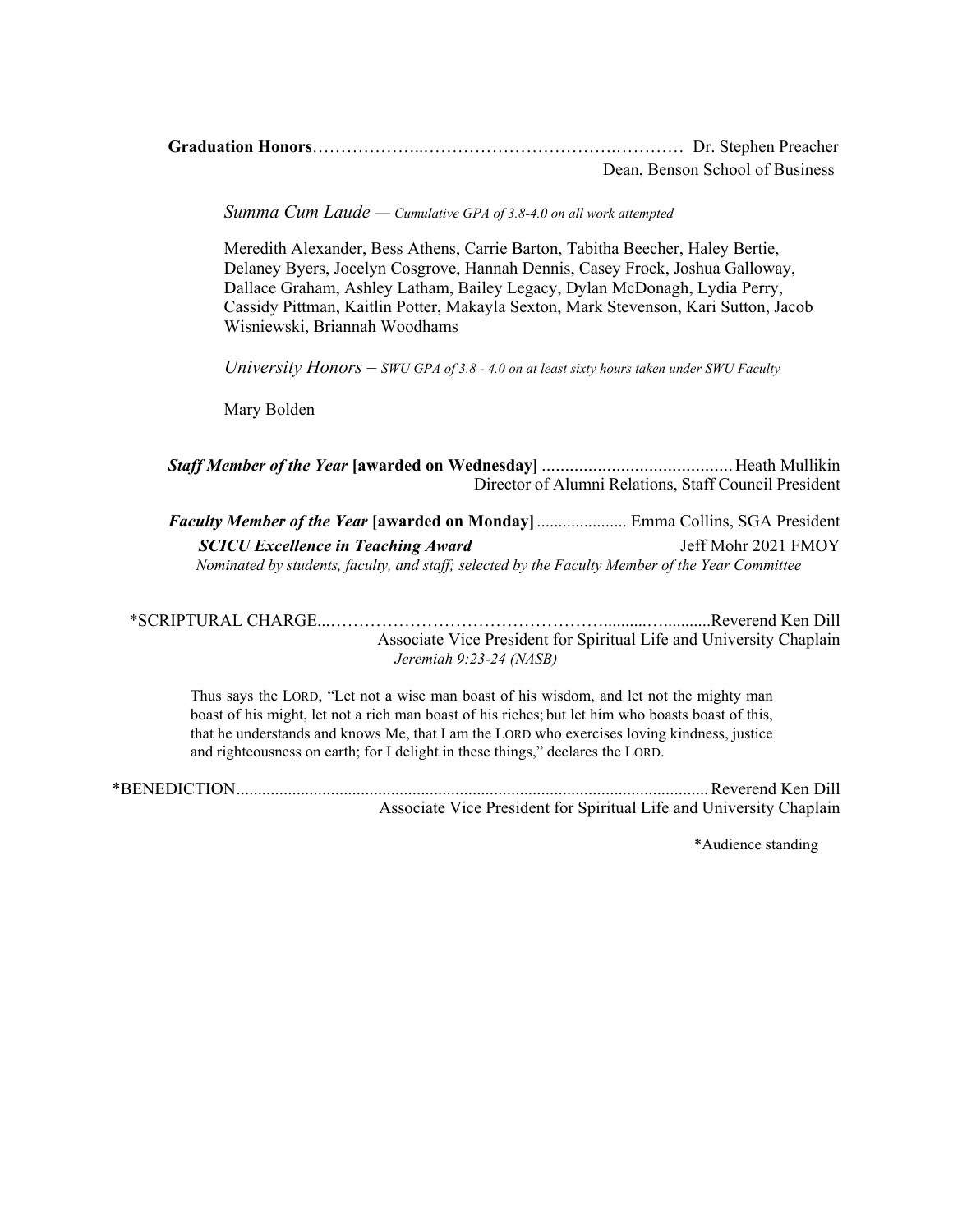**Graduation Honors**……………….……………………………………………… Dr. Stephen Preacher
Dean, Benson School of Business

*Summa Cum Laude — Cumulative GPA of 3.8-4.0 on all work attempted*

Meredith Alexander, Bess Athens, Carrie Barton, Tabitha Beecher, Haley Bertie, Delaney Byers, Jocelyn Cosgrove, Hannah Dennis, Casey Frock, Joshua Galloway, Dallace Graham, Ashley Latham, Bailey Legacy, Dylan McDonagh, Lydia Perry, Cassidy Pittman, Kaitlin Potter, Makayla Sexton, Mark Stevenson, Kari Sutton, Jacob Wisniewski, Briannah Woodhams

*University Honors – SWU GPA of 3.8 - 4.0 on at least sixty hours taken under SWU Faculty*

Mary Bolden

***Staff Member of the Year* [awarded on Wednesday]** ......................................... Heath Mullikin
Director of Alumni Relations, Staff Council President

***Faculty Member of the Year* [awarded on Monday]** ..................... Emma Collins, SGA President

***SCICU Excellence in Teaching Award*** Jeff Mohr 2021 FMOY

*Nominated by students, faculty, and staff; selected by the Faculty Member of the Year Committee*

*SCRIPTURAL CHARGE...…………………………………………….........…...........Reverend Ken Dill
Associate Vice President for Spiritual Life and University Chaplain
*Jeremiah 9:23-24 (NASB)*

Thus says the LORD, "Let not a wise man boast of his wisdom, and let not the mighty man boast of his might, let not a rich man boast of his riches; but let him who boasts boast of this, that he understands and knows Me, that I am the LORD who exercises loving kindness, justice and righteousness on earth; for I delight in these things," declares the LORD.

*BENEDICTION............................................................................................................ Reverend Ken Dill
Associate Vice President for Spiritual Life and University Chaplain

*Audience standing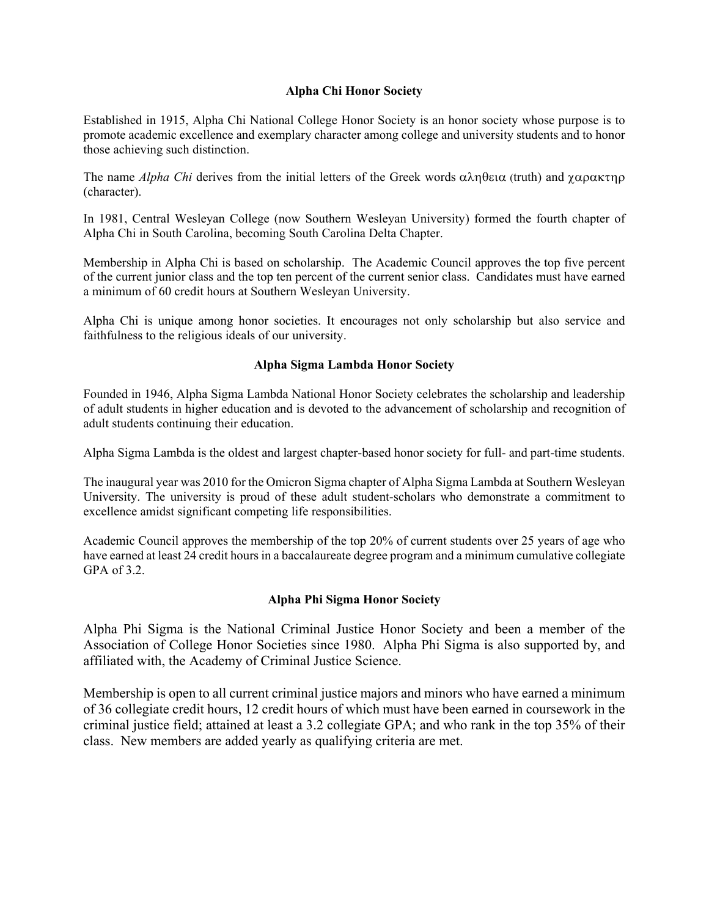## Alpha Chi Honor Society

Established in 1915, Alpha Chi National College Honor Society is an honor society whose purpose is to promote academic excellence and exemplary character among college and university students and to honor those achieving such distinction.

The name *Alpha Chi* derives from the initial letters of the Greek words αληθεια (truth) and χαρακτηρ (character).

In 1981, Central Wesleyan College (now Southern Wesleyan University) formed the fourth chapter of Alpha Chi in South Carolina, becoming South Carolina Delta Chapter.

Membership in Alpha Chi is based on scholarship. The Academic Council approves the top five percent of the current junior class and the top ten percent of the current senior class. Candidates must have earned a minimum of 60 credit hours at Southern Wesleyan University.

Alpha Chi is unique among honor societies. It encourages not only scholarship but also service and faithfulness to the religious ideals of our university.

## Alpha Sigma Lambda Honor Society

Founded in 1946, Alpha Sigma Lambda National Honor Society celebrates the scholarship and leadership of adult students in higher education and is devoted to the advancement of scholarship and recognition of adult students continuing their education.

Alpha Sigma Lambda is the oldest and largest chapter-based honor society for full- and part-time students.

The inaugural year was 2010 for the Omicron Sigma chapter of Alpha Sigma Lambda at Southern Wesleyan University. The university is proud of these adult student-scholars who demonstrate a commitment to excellence amidst significant competing life responsibilities.

Academic Council approves the membership of the top 20% of current students over 25 years of age who have earned at least 24 credit hours in a baccalaureate degree program and a minimum cumulative collegiate GPA of 3.2.

## Alpha Phi Sigma Honor Society

Alpha Phi Sigma is the National Criminal Justice Honor Society and been a member of the Association of College Honor Societies since 1980. Alpha Phi Sigma is also supported by, and affiliated with, the Academy of Criminal Justice Science.

Membership is open to all current criminal justice majors and minors who have earned a minimum of 36 collegiate credit hours, 12 credit hours of which must have been earned in coursework in the criminal justice field; attained at least a 3.2 collegiate GPA; and who rank in the top 35% of their class. New members are added yearly as qualifying criteria are met.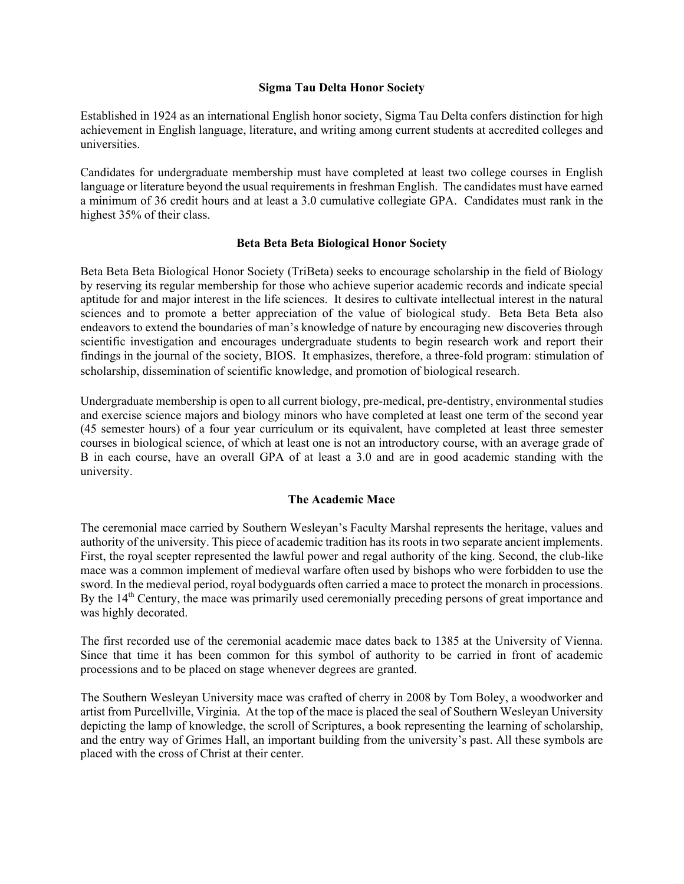## Sigma Tau Delta Honor Society

Established in 1924 as an international English honor society, Sigma Tau Delta confers distinction for high achievement in English language, literature, and writing among current students at accredited colleges and universities.

Candidates for undergraduate membership must have completed at least two college courses in English language or literature beyond the usual requirements in freshman English. The candidates must have earned a minimum of 36 credit hours and at least a 3.0 cumulative collegiate GPA. Candidates must rank in the highest 35% of their class.

## Beta Beta Beta Biological Honor Society

Beta Beta Beta Biological Honor Society (TriBeta) seeks to encourage scholarship in the field of Biology by reserving its regular membership for those who achieve superior academic records and indicate special aptitude for and major interest in the life sciences. It desires to cultivate intellectual interest in the natural sciences and to promote a better appreciation of the value of biological study. Beta Beta Beta also endeavors to extend the boundaries of man's knowledge of nature by encouraging new discoveries through scientific investigation and encourages undergraduate students to begin research work and report their findings in the journal of the society, BIOS. It emphasizes, therefore, a three-fold program: stimulation of scholarship, dissemination of scientific knowledge, and promotion of biological research.

Undergraduate membership is open to all current biology, pre-medical, pre-dentistry, environmental studies and exercise science majors and biology minors who have completed at least one term of the second year (45 semester hours) of a four year curriculum or its equivalent, have completed at least three semester courses in biological science, of which at least one is not an introductory course, with an average grade of B in each course, have an overall GPA of at least a 3.0 and are in good academic standing with the university.

## The Academic Mace

The ceremonial mace carried by Southern Wesleyan's Faculty Marshal represents the heritage, values and authority of the university. This piece of academic tradition has its roots in two separate ancient implements. First, the royal scepter represented the lawful power and regal authority of the king. Second, the club-like mace was a common implement of medieval warfare often used by bishops who were forbidden to use the sword. In the medieval period, royal bodyguards often carried a mace to protect the monarch in processions. By the 14th Century, the mace was primarily used ceremonially preceding persons of great importance and was highly decorated.

The first recorded use of the ceremonial academic mace dates back to 1385 at the University of Vienna. Since that time it has been common for this symbol of authority to be carried in front of academic processions and to be placed on stage whenever degrees are granted.

The Southern Wesleyan University mace was crafted of cherry in 2008 by Tom Boley, a woodworker and artist from Purcellville, Virginia. At the top of the mace is placed the seal of Southern Wesleyan University depicting the lamp of knowledge, the scroll of Scriptures, a book representing the learning of scholarship, and the entry way of Grimes Hall, an important building from the university's past. All these symbols are placed with the cross of Christ at their center.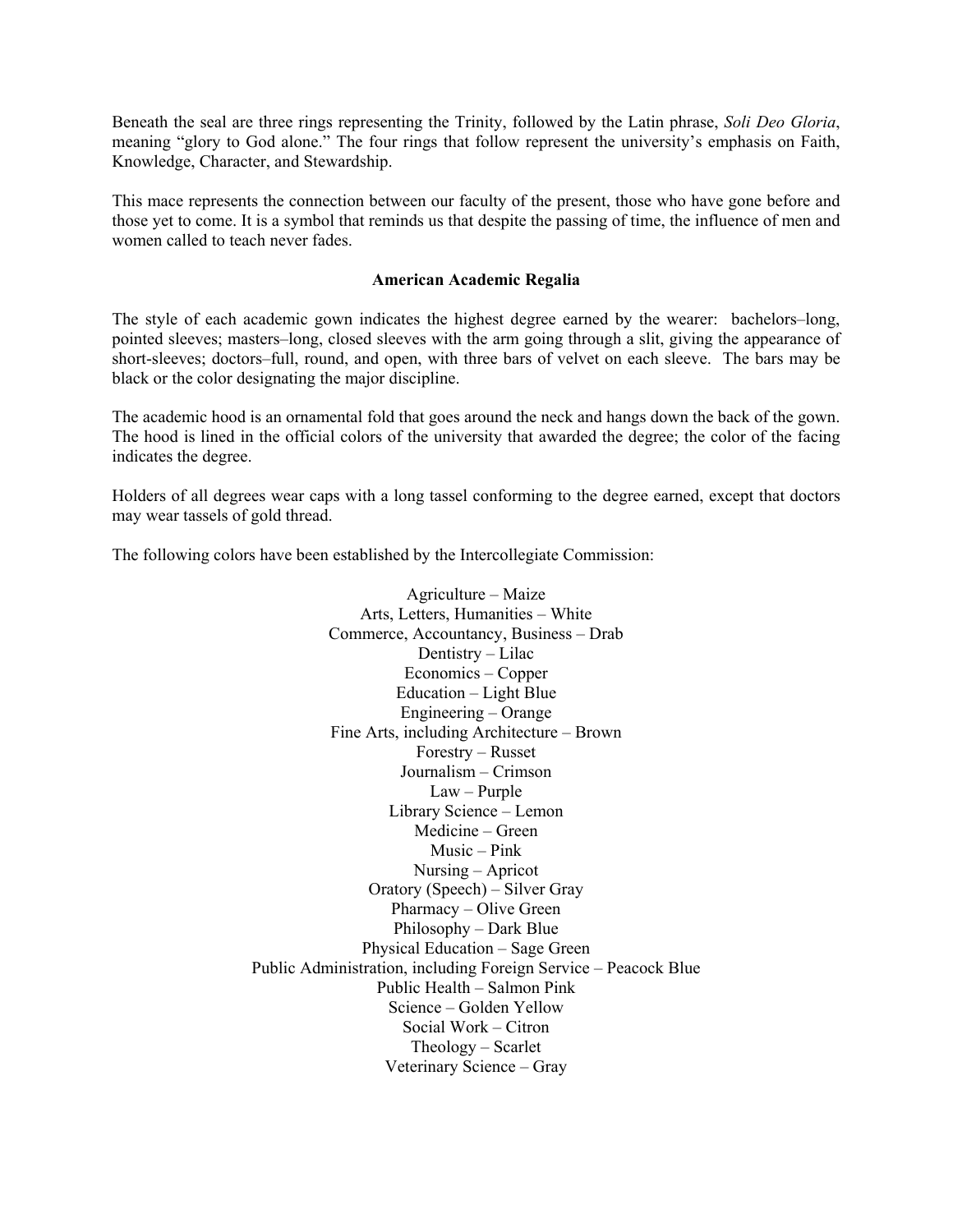Beneath the seal are three rings representing the Trinity, followed by the Latin phrase, *Soli Deo Gloria*, meaning "glory to God alone." The four rings that follow represent the university's emphasis on Faith, Knowledge, Character, and Stewardship.

This mace represents the connection between our faculty of the present, those who have gone before and those yet to come. It is a symbol that reminds us that despite the passing of time, the influence of men and women called to teach never fades.

## American Academic Regalia

The style of each academic gown indicates the highest degree earned by the wearer: bachelors–long, pointed sleeves; masters–long, closed sleeves with the arm going through a slit, giving the appearance of short-sleeves; doctors–full, round, and open, with three bars of velvet on each sleeve. The bars may be black or the color designating the major discipline.

The academic hood is an ornamental fold that goes around the neck and hangs down the back of the gown. The hood is lined in the official colors of the university that awarded the degree; the color of the facing indicates the degree.

Holders of all degrees wear caps with a long tassel conforming to the degree earned, except that doctors may wear tassels of gold thread.

The following colors have been established by the Intercollegiate Commission:

Agriculture – Maize  
Arts, Letters, Humanities – White  
Commerce, Accountancy, Business – Drab  
Dentistry – Lilac  
Economics – Copper  
Education – Light Blue  
Engineering – Orange  
Fine Arts, including Architecture – Brown  
Forestry – Russet  
Journalism – Crimson  
Law – Purple  
Library Science – Lemon  
Medicine – Green  
Music – Pink  
Nursing – Apricot  
Oratory (Speech) – Silver Gray  
Pharmacy – Olive Green  
Philosophy – Dark Blue  
Physical Education – Sage Green  
Public Administration, including Foreign Service – Peacock Blue  
Public Health – Salmon Pink  
Science – Golden Yellow  
Social Work – Citron  
Theology – Scarlet  
Veterinary Science – Gray